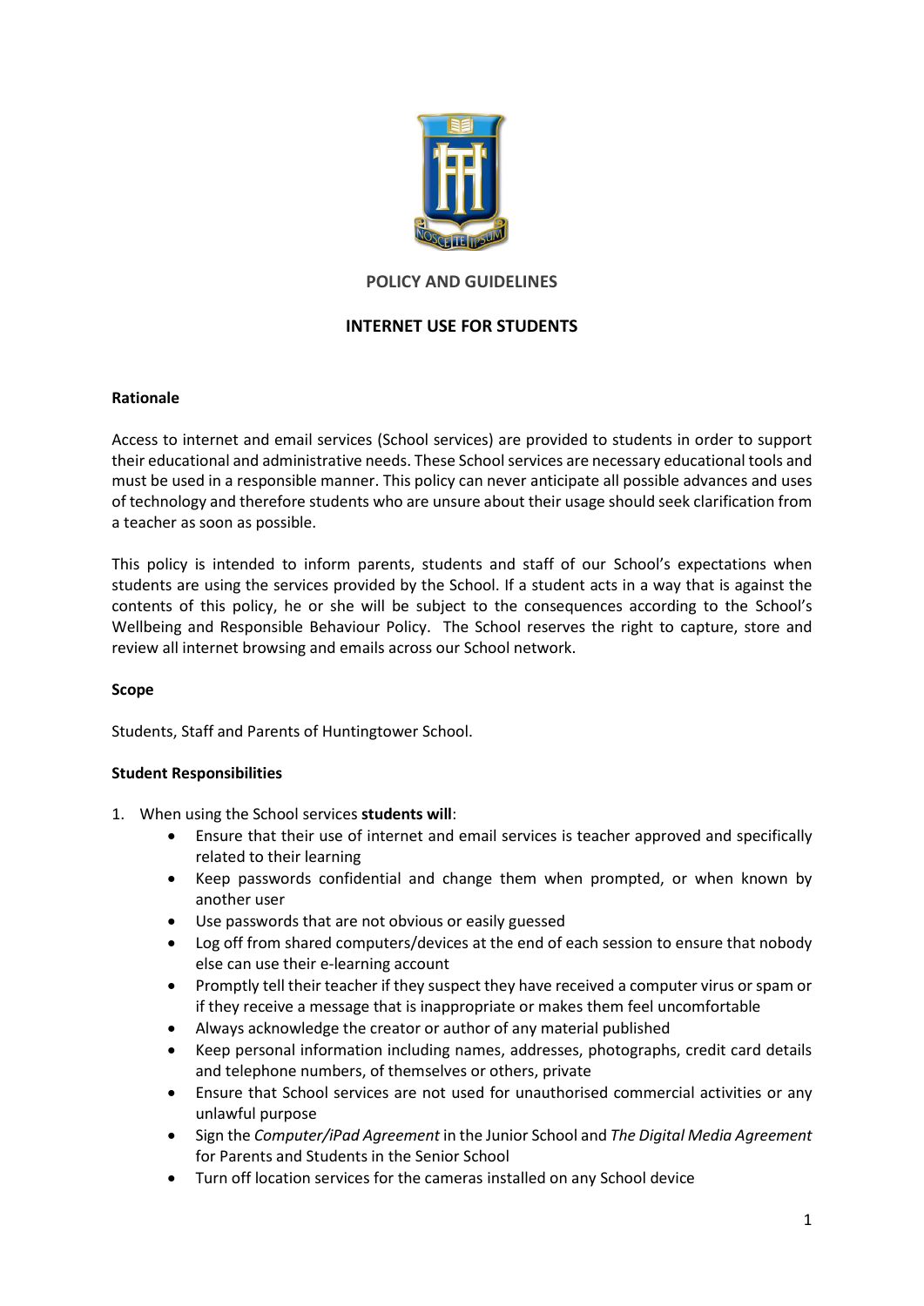**POLICY AND GUIDELINES**

**INTERNET USE FOR STUDENTS**

**Rationale**

Access to internet and email services (School services) are provided to students in order to support their educational and administrative needs. These School services are necessary educational tools and must be used in a responsible manner. This policy can never anticipate all possible advances and uses of technology and therefore students who are unsure about their usage should seek clarification from a teacher as soon as possible.

This policy is intended to inform parents, students and staff of our School's expectations when students are using the services provided by the School. If a student acts in a way that is against the contents of this policy, he or she will be subject to the consequences according to the School's Wellbeing and Responsible Behaviour Policy. The School reserves the right to capture, store and review all internet browsing and emails across our School network.

**Scope**

Students, Staff and Parents of Huntingtower School.

**Student Responsibilities**

1. When using the School services **students will**:
    - Ensure that their use of internet and email services is teacher approved and specifically related to their learning
    - Keep passwords confidential and change them when prompted, or when known by another user
    - Use passwords that are not obvious or easily guessed
    - Log off from shared computers/devices at the end of each session to ensure that nobody else can use their e-learning account
    - Promptly tell their teacher if they suspect they have received a computer virus or spam or if they receive a message that is inappropriate or makes them feel uncomfortable
    - Always acknowledge the creator or author of any material published
    - Keep personal information including names, addresses, photographs, credit card details and telephone numbers, of themselves or others, private
    - Ensure that School services are not used for unauthorised commercial activities or any unlawful purpose
    - Sign the *Computer/iPad Agreement* in the Junior School and *The Digital Media Agreement* for Parents and Students in the Senior School
    - Turn off location services for the cameras installed on any School device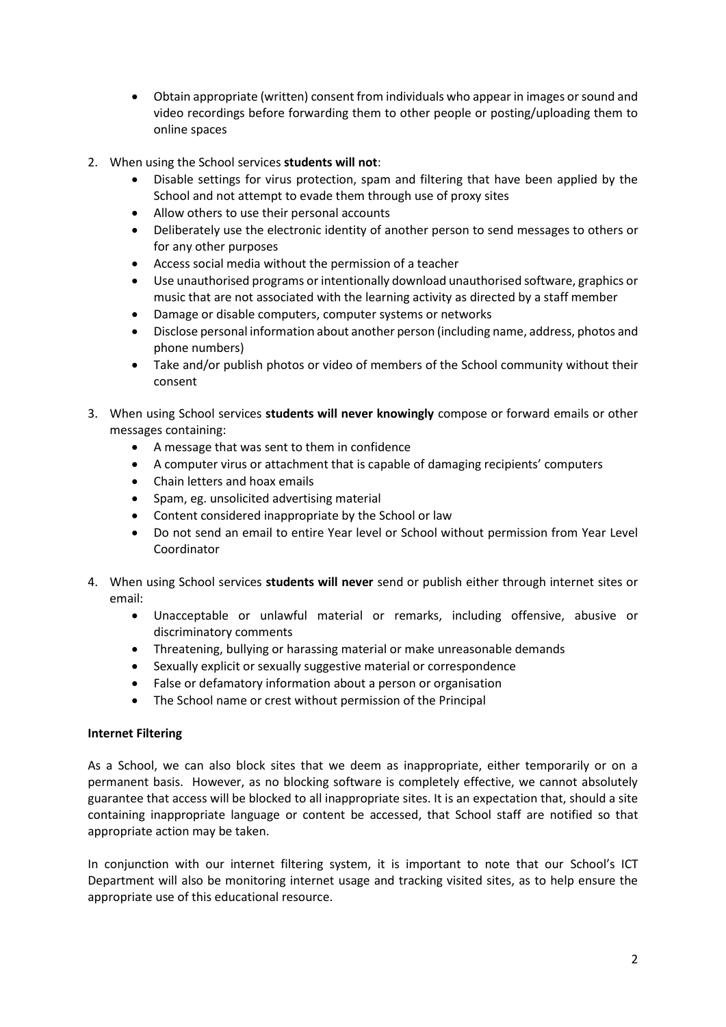- Obtain appropriate (written) consent from individuals who appear in images or sound and video recordings before forwarding them to other people or posting/uploading them to online spaces

2. When using the School services **students will not**:
    - Disable settings for virus protection, spam and filtering that have been applied by the School and not attempt to evade them through use of proxy sites
    - Allow others to use their personal accounts
    - Deliberately use the electronic identity of another person to send messages to others or for any other purposes
    - Access social media without the permission of a teacher
    - Use unauthorised programs or intentionally download unauthorised software, graphics or music that are not associated with the learning activity as directed by a staff member
    - Damage or disable computers, computer systems or networks
    - Disclose personal information about another person (including name, address, photos and phone numbers)
    - Take and/or publish photos or video of members of the School community without their consent

3. When using School services **students will never knowingly** compose or forward emails or other messages containing:
    - A message that was sent to them in confidence
    - A computer virus or attachment that is capable of damaging recipients' computers
    - Chain letters and hoax emails
    - Spam, eg. unsolicited advertising material
    - Content considered inappropriate by the School or law
    - Do not send an email to entire Year level or School without permission from Year Level Coordinator

4. When using School services **students will never** send or publish either through internet sites or email:
    - Unacceptable or unlawful material or remarks, including offensive, abusive or discriminatory comments
    - Threatening, bullying or harassing material or make unreasonable demands
    - Sexually explicit or sexually suggestive material or correspondence
    - False or defamatory information about a person or organisation
    - The School name or crest without permission of the Principal

**Internet Filtering**

As a School, we can also block sites that we deem as inappropriate, either temporarily or on a permanent basis. However, as no blocking software is completely effective, we cannot absolutely guarantee that access will be blocked to all inappropriate sites. It is an expectation that, should a site containing inappropriate language or content be accessed, that School staff are notified so that appropriate action may be taken.

In conjunction with our internet filtering system, it is important to note that our School's ICT Department will also be monitoring internet usage and tracking visited sites, as to help ensure the appropriate use of this educational resource.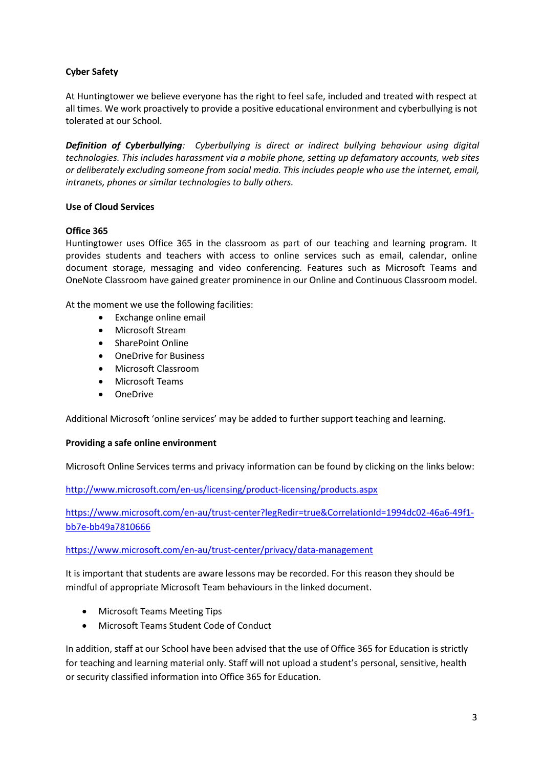**Cyber Safety**

At Huntingtower we believe everyone has the right to feel safe, included and treated with respect at all times. We work proactively to provide a positive educational environment and cyberbullying is not tolerated at our School.

***Definition of Cyberbullying****: Cyberbullying is direct or indirect bullying behaviour using digital technologies. This includes harassment via a mobile phone, setting up defamatory accounts, web sites or deliberately excluding someone from social media. This includes people who use the internet, email, intranets, phones or similar technologies to bully others.*

**Use of Cloud Services**

**Office 365**

Huntingtower uses Office 365 in the classroom as part of our teaching and learning program. It provides students and teachers with access to online services such as email, calendar, online document storage, messaging and video conferencing. Features such as Microsoft Teams and OneNote Classroom have gained greater prominence in our Online and Continuous Classroom model.

At the moment we use the following facilities:

- Exchange online email
- Microsoft Stream
- SharePoint Online
- OneDrive for Business
- Microsoft Classroom
- Microsoft Teams
- OneDrive

Additional Microsoft 'online services' may be added to further support teaching and learning.

**Providing a safe online environment**

Microsoft Online Services terms and privacy information can be found by clicking on the links below:

[http://www.microsoft.com/en-us/licensing/product-licensing/products.aspx](http://www.microsoft.com/en-us/licensing/product-licensing/products.aspx)

[https://www.microsoft.com/en-au/trust-center?legRedir=true&CorrelationId=1994dc02-46a6-49f1-bb7e-bb49a7810666](https://www.microsoft.com/en-au/trust-center?legRedir=true&CorrelationId=1994dc02-46a6-49f1-bb7e-bb49a7810666)

[https://www.microsoft.com/en-au/trust-center/privacy/data-management](https://www.microsoft.com/en-au/trust-center/privacy/data-management)

It is important that students are aware lessons may be recorded. For this reason they should be mindful of appropriate Microsoft Team behaviours in the linked document.

- Microsoft Teams Meeting Tips
- Microsoft Teams Student Code of Conduct

In addition, staff at our School have been advised that the use of Office 365 for Education is strictly for teaching and learning material only. Staff will not upload a student's personal, sensitive, health or security classified information into Office 365 for Education.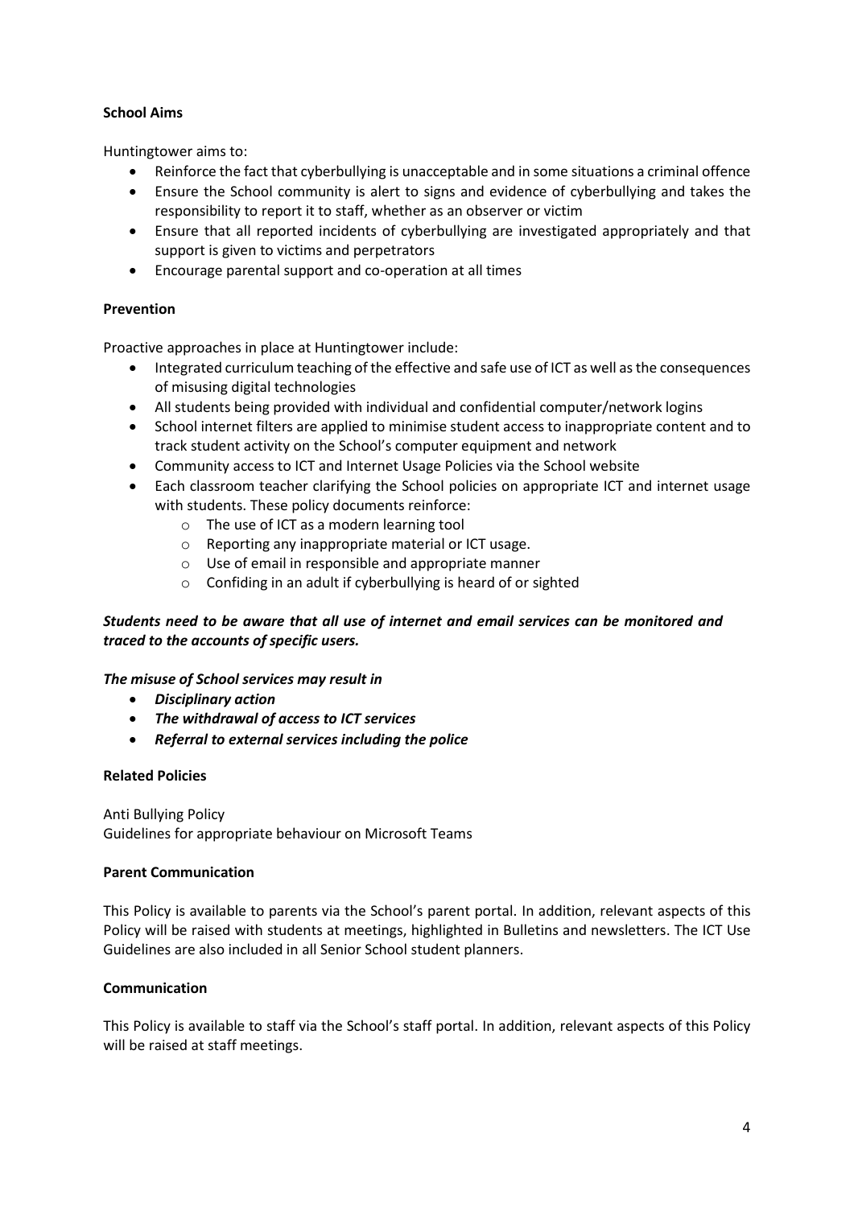**School Aims**

Huntingtower aims to:

- Reinforce the fact that cyberbullying is unacceptable and in some situations a criminal offence
- Ensure the School community is alert to signs and evidence of cyberbullying and takes the responsibility to report it to staff, whether as an observer or victim
- Ensure that all reported incidents of cyberbullying are investigated appropriately and that support is given to victims and perpetrators
- Encourage parental support and co-operation at all times

**Prevention**

Proactive approaches in place at Huntingtower include:

- Integrated curriculum teaching of the effective and safe use of ICT as well as the consequences of misusing digital technologies
- All students being provided with individual and confidential computer/network logins
- School internet filters are applied to minimise student access to inappropriate content and to track student activity on the School's computer equipment and network
- Community access to ICT and Internet Usage Policies via the School website
- Each classroom teacher clarifying the School policies on appropriate ICT and internet usage with students. These policy documents reinforce:
  - The use of ICT as a modern learning tool
  - Reporting any inappropriate material or ICT usage.
  - Use of email in responsible and appropriate manner
  - Confiding in an adult if cyberbullying is heard of or sighted

***Students need to be aware that all use of internet and email services can be monitored and traced to the accounts of specific users.***

***The misuse of School services may result in***

- ***Disciplinary action***
- ***The withdrawal of access to ICT services***
- ***Referral to external services including the police***

**Related Policies**

Anti Bullying Policy
Guidelines for appropriate behaviour on Microsoft Teams

**Parent Communication**

This Policy is available to parents via the School's parent portal. In addition, relevant aspects of this Policy will be raised with students at meetings, highlighted in Bulletins and newsletters. The ICT Use Guidelines are also included in all Senior School student planners.

**Communication**

This Policy is available to staff via the School's staff portal. In addition, relevant aspects of this Policy will be raised at staff meetings.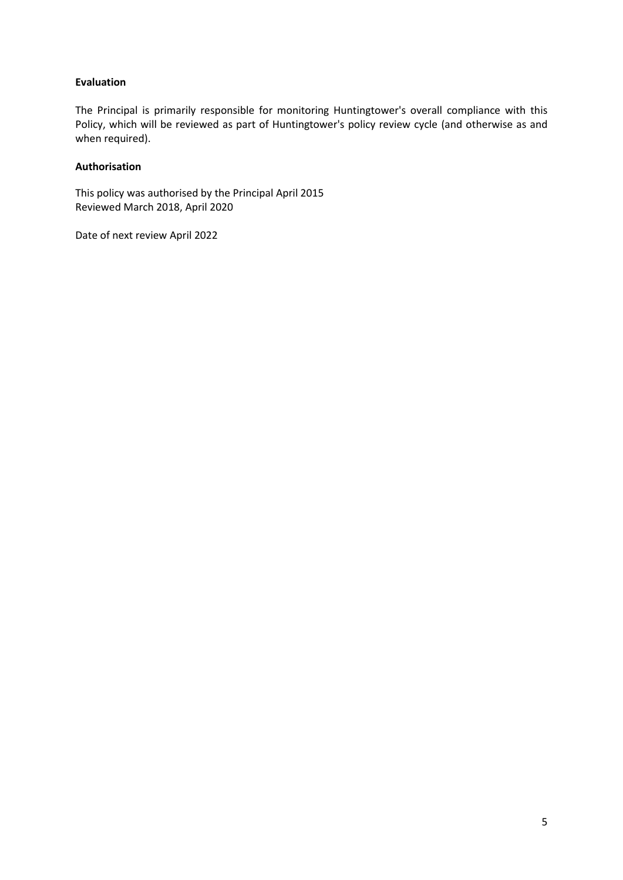**Evaluation**

The Principal is primarily responsible for monitoring Huntingtower's overall compliance with this Policy, which will be reviewed as part of Huntingtower's policy review cycle (and otherwise as and when required).

**Authorisation**

This policy was authorised by the Principal April 2015
Reviewed March 2018, April 2020

Date of next review April 2022